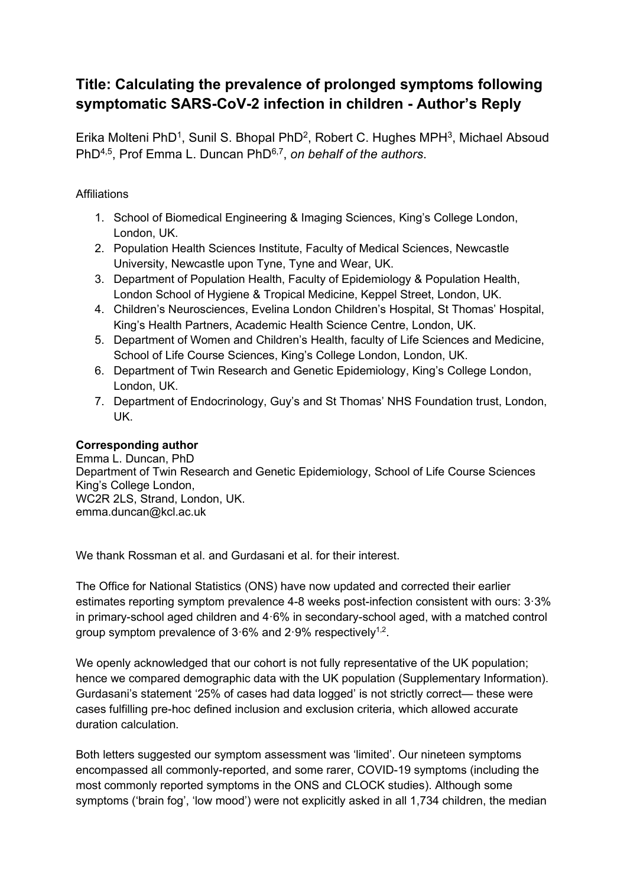# Title: Calculating the prevalence of prolonged symptoms following symptomatic SARS-CoV-2 infection in children - Author's Reply

Erika Molteni PhD[1], Sunil S. Bhopal PhD[2], Robert C. Hughes MPH[3], Michael Absoud PhD[4,5], Prof Emma L. Duncan PhD[6,7], *on behalf of the authors*.

Affiliations

1. School of Biomedical Engineering & Imaging Sciences, King's College London, London, UK.
2. Population Health Sciences Institute, Faculty of Medical Sciences, Newcastle University, Newcastle upon Tyne, Tyne and Wear, UK.
3. Department of Population Health, Faculty of Epidemiology & Population Health, London School of Hygiene & Tropical Medicine, Keppel Street, London, UK.
4. Children's Neurosciences, Evelina London Children's Hospital, St Thomas' Hospital, King's Health Partners, Academic Health Science Centre, London, UK.
5. Department of Women and Children's Health, faculty of Life Sciences and Medicine, School of Life Course Sciences, King's College London, London, UK.
6. Department of Twin Research and Genetic Epidemiology, King's College London, London, UK.
7. Department of Endocrinology, Guy's and St Thomas' NHS Foundation trust, London, UK.

**Corresponding author**
Emma L. Duncan, PhD
Department of Twin Research and Genetic Epidemiology, School of Life Course Sciences
King's College London,
WC2R 2LS, Strand, London, UK.
emma.duncan@kcl.ac.uk

We thank Rossman et al. and Gurdasani et al. for their interest.

The Office for National Statistics (ONS) have now updated and corrected their earlier estimates reporting symptom prevalence 4-8 weeks post-infection consistent with ours: 3·3% in primary-school aged children and 4·6% in secondary-school aged, with a matched control group symptom prevalence of 3·6% and 2·9% respectively[1,2].

We openly acknowledged that our cohort is not fully representative of the UK population; hence we compared demographic data with the UK population (Supplementary Information). Gurdasani's statement '25% of cases had data logged' is not strictly correct— these were cases fulfilling pre-hoc defined inclusion and exclusion criteria, which allowed accurate duration calculation.

Both letters suggested our symptom assessment was 'limited'. Our nineteen symptoms encompassed all commonly-reported, and some rarer, COVID-19 symptoms (including the most commonly reported symptoms in the ONS and CLOCK studies). Although some symptoms ('brain fog', 'low mood') were not explicitly asked in all 1,734 children, the median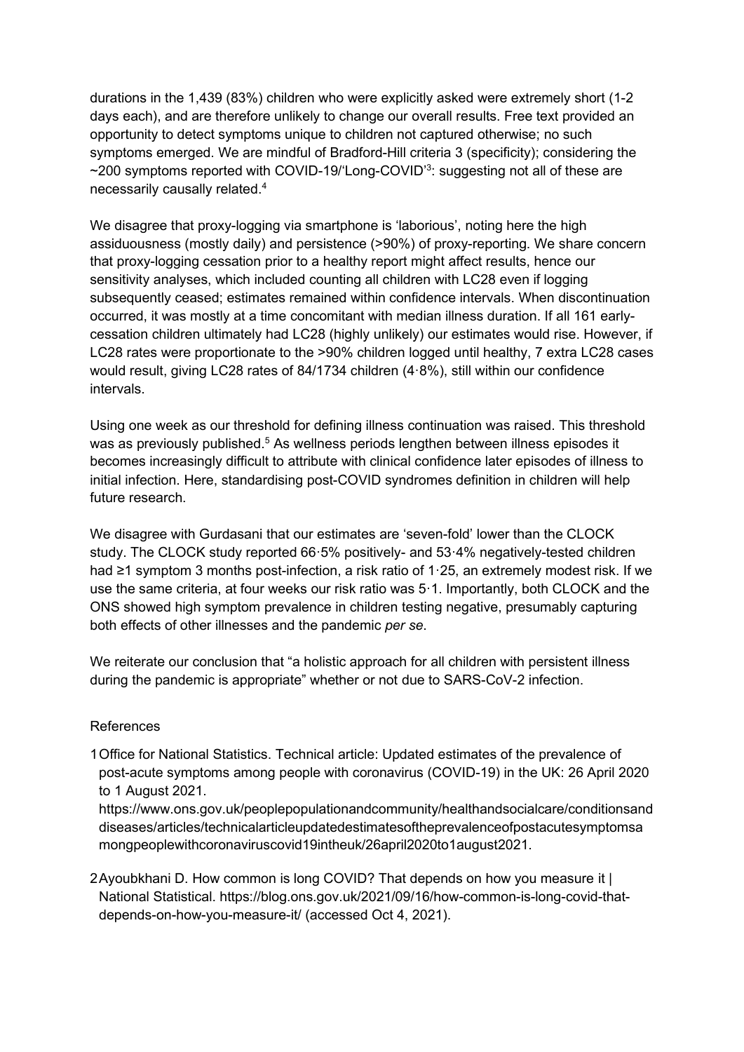durations in the 1,439 (83%) children who were explicitly asked were extremely short (1-2 days each), and are therefore unlikely to change our overall results. Free text provided an opportunity to detect symptoms unique to children not captured otherwise; no such symptoms emerged. We are mindful of Bradford-Hill criteria 3 (specificity); considering the ~200 symptoms reported with COVID-19/'Long-COVID'[3]: suggesting not all of these are necessarily causally related.[4]

We disagree that proxy-logging via smartphone is 'laborious', noting here the high assiduousness (mostly daily) and persistence (>90%) of proxy-reporting. We share concern that proxy-logging cessation prior to a healthy report might affect results, hence our sensitivity analyses, which included counting all children with LC28 even if logging subsequently ceased; estimates remained within confidence intervals. When discontinuation occurred, it was mostly at a time concomitant with median illness duration. If all 161 early-cessation children ultimately had LC28 (highly unlikely) our estimates would rise. However, if LC28 rates were proportionate to the >90% children logged until healthy, 7 extra LC28 cases would result, giving LC28 rates of 84/1734 children (4·8%), still within our confidence intervals.

Using one week as our threshold for defining illness continuation was raised. This threshold was as previously published.[5] As wellness periods lengthen between illness episodes it becomes increasingly difficult to attribute with clinical confidence later episodes of illness to initial infection. Here, standardising post-COVID syndromes definition in children will help future research.

We disagree with Gurdasani that our estimates are 'seven-fold' lower than the CLOCK study. The CLOCK study reported 66·5% positively- and 53·4% negatively-tested children had ≥1 symptom 3 months post-infection, a risk ratio of 1·25, an extremely modest risk. If we use the same criteria, at four weeks our risk ratio was 5·1. Importantly, both CLOCK and the ONS showed high symptom prevalence in children testing negative, presumably capturing both effects of other illnesses and the pandemic *per se*.

We reiterate our conclusion that "a holistic approach for all children with persistent illness during the pandemic is appropriate" whether or not due to SARS-CoV-2 infection.

References

1. Office for National Statistics. Technical article: Updated estimates of the prevalence of post-acute symptoms among people with coronavirus (COVID-19) in the UK: 26 April 2020 to 1 August 2021. https://www.ons.gov.uk/peoplepopulationandcommunity/healthandsocialcare/conditionsanddiseases/articles/technicalarticleupdatedestimatesoftheprevalenceofpostacutesymptomsamongpeoplewithcoronaviruscovid19intheuk/26april2020to1august2021.

2. Ayoubkhani D. How common is long COVID? That depends on how you measure it | National Statistical. https://blog.ons.gov.uk/2021/09/16/how-common-is-long-covid-that-depends-on-how-you-measure-it/ (accessed Oct 4, 2021).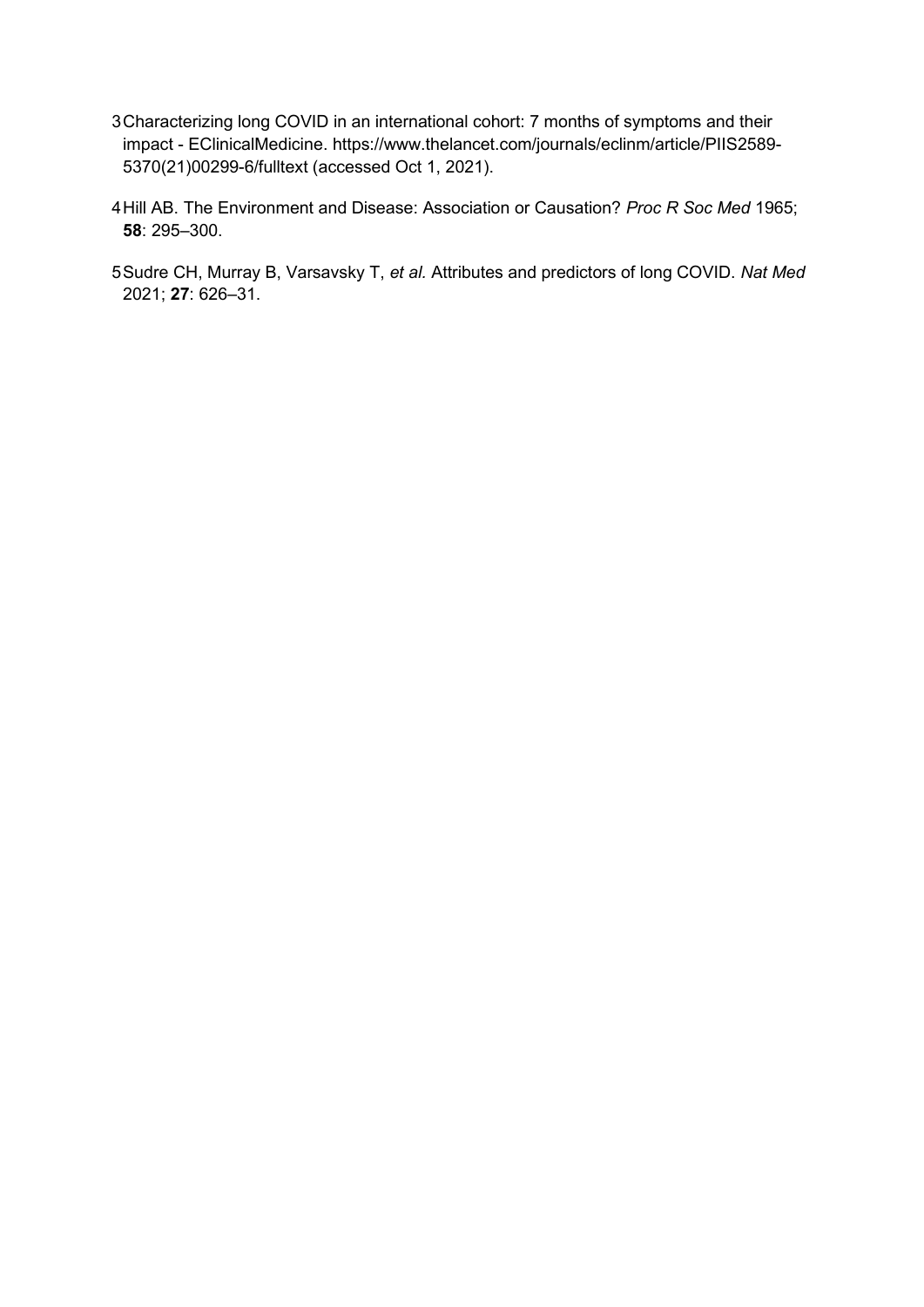3 Characterizing long COVID in an international cohort: 7 months of symptoms and their impact - EClinicalMedicine. https://www.thelancet.com/journals/eclinm/article/PIIS2589-5370(21)00299-6/fulltext (accessed Oct 1, 2021).

4 Hill AB. The Environment and Disease: Association or Causation? *Proc R Soc Med* 1965; **58**: 295–300.

5 Sudre CH, Murray B, Varsavsky T, *et al.* Attributes and predictors of long COVID. *Nat Med* 2021; **27**: 626–31.